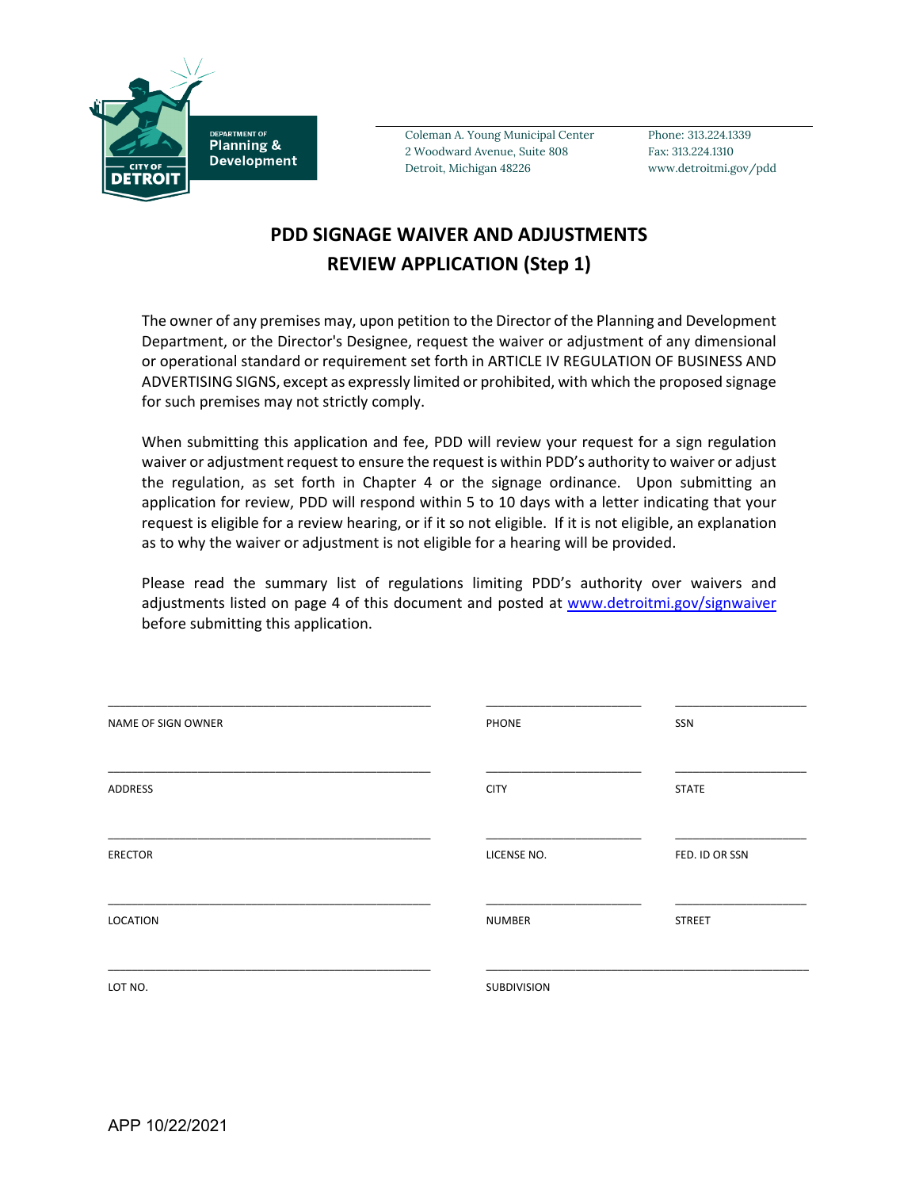DEPARTMENT OF
Planning & Development

CITY OF DETROIT

Coleman A. Young Municipal Center
2 Woodward Avenue, Suite 808
Detroit, Michigan 48226

Phone: 313.224.1339
Fax: 313.224.1310
www.detroitmi.gov/pdd

# PDD SIGNAGE WAIVER AND ADJUSTMENTS REVIEW APPLICATION (Step 1)

The owner of any premises may, upon petition to the Director of the Planning and Development Department, or the Director's Designee, request the waiver or adjustment of any dimensional or operational standard or requirement set forth in ARTICLE IV REGULATION OF BUSINESS AND ADVERTISING SIGNS, except as expressly limited or prohibited, with which the proposed signage for such premises may not strictly comply.

When submitting this application and fee, PDD will review your request for a sign regulation waiver or adjustment request to ensure the request is within PDD's authority to waiver or adjust the regulation, as set forth in Chapter 4 or the signage ordinance. Upon submitting an application for review, PDD will respond within 5 to 10 days with a letter indicating that your request is eligible for a review hearing, or if it so not eligible. If it is not eligible, an explanation as to why the waiver or adjustment is not eligible for a hearing will be provided.

Please read the summary list of regulations limiting PDD's authority over waivers and adjustments listed on page 4 of this document and posted at www.detroitmi.gov/signwaiver before submitting this application.

| | | |
|---|---|---|
| ______________________ | ______________ | ______________ |
| NAME OF SIGN OWNER | PHONE | SSN |
| ______________________ | ______________ | ______________ |
| ADDRESS | CITY | STATE |
| ______________________ | ______________ | ______________ |
| ERECTOR | LICENSE NO. | FED. ID OR SSN |
| ______________________ | ______________ | ______________ |
| LOCATION | NUMBER | STREET |
| ______________________ | ______________________________ | |
| LOT NO. | SUBDIVISION | |

APP 10/22/2021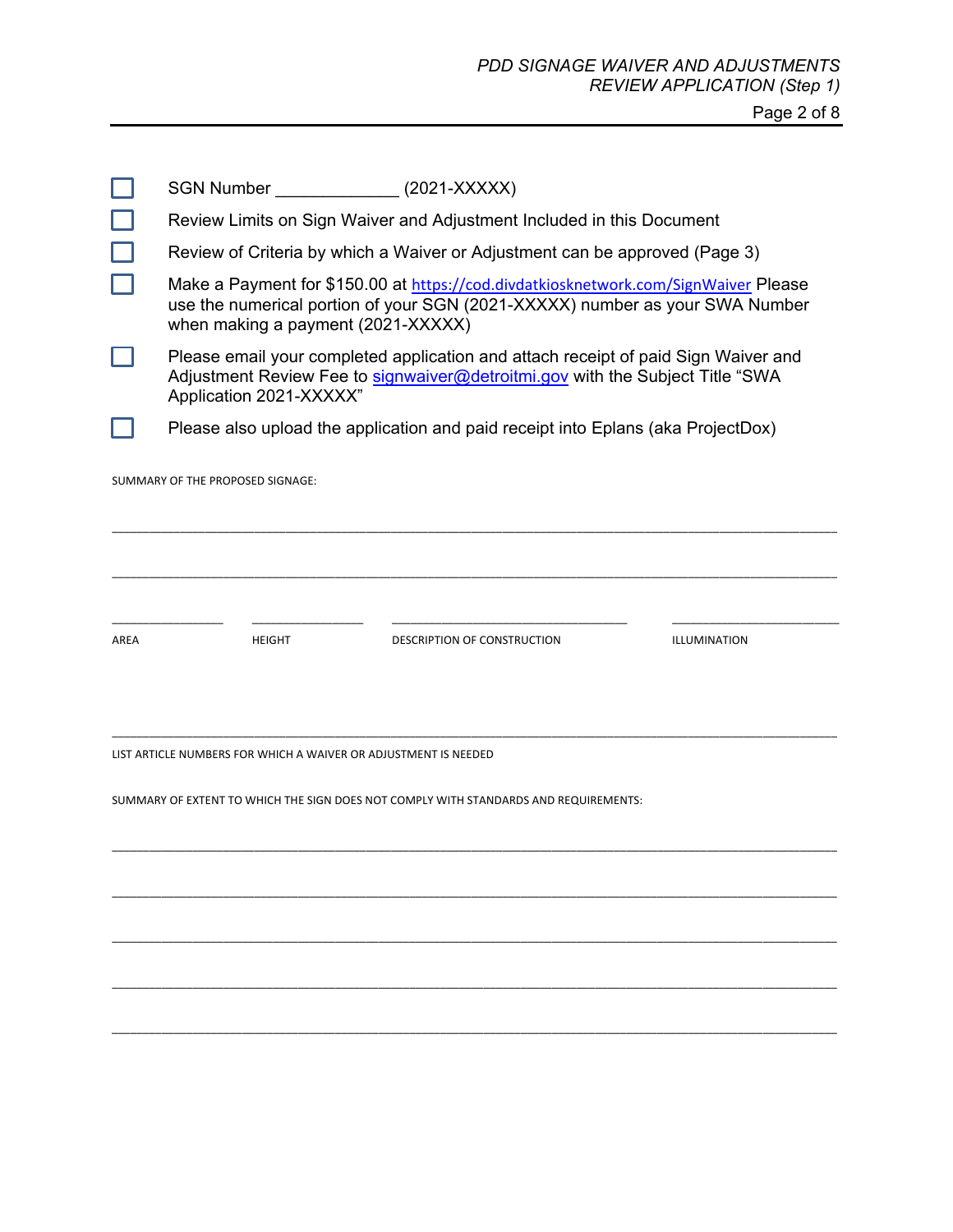- [ ] SGN Number _____________ (2021-XXXXX)
- [ ] Review Limits on Sign Waiver and Adjustment Included in this Document
- [ ] Review of Criteria by which a Waiver or Adjustment can be approved (Page 3)
- [ ] Make a Payment for $150.00 at https://cod.divdatkiosknetwork.com/SignWaiver Please use the numerical portion of your SGN (2021-XXXXX) number as your SWA Number when making a payment (2021-XXXXX)
- [ ] Please email your completed application and attach receipt of paid Sign Waiver and Adjustment Review Fee to signwaiver@detroitmi.gov with the Subject Title "SWA Application 2021-XXXXX"
- [ ] Please also upload the application and paid receipt into Eplans (aka ProjectDox)

SUMMARY OF THE PROPOSED SIGNAGE:

_______________________________________________________________________________

_______________________________________________________________________________

| _______________ | _______________ | _______________________________ | _______________________ |
|---|---|---|---|
| AREA | HEIGHT | DESCRIPTION OF CONSTRUCTION | ILLUMINATION |

_______________________________________________________________________________

LIST ARTICLE NUMBERS FOR WHICH A WAIVER OR ADJUSTMENT IS NEEDED

SUMMARY OF EXTENT TO WHICH THE SIGN DOES NOT COMPLY WITH STANDARDS AND REQUIREMENTS:

_______________________________________________________________________________

_______________________________________________________________________________

_______________________________________________________________________________

_______________________________________________________________________________

_______________________________________________________________________________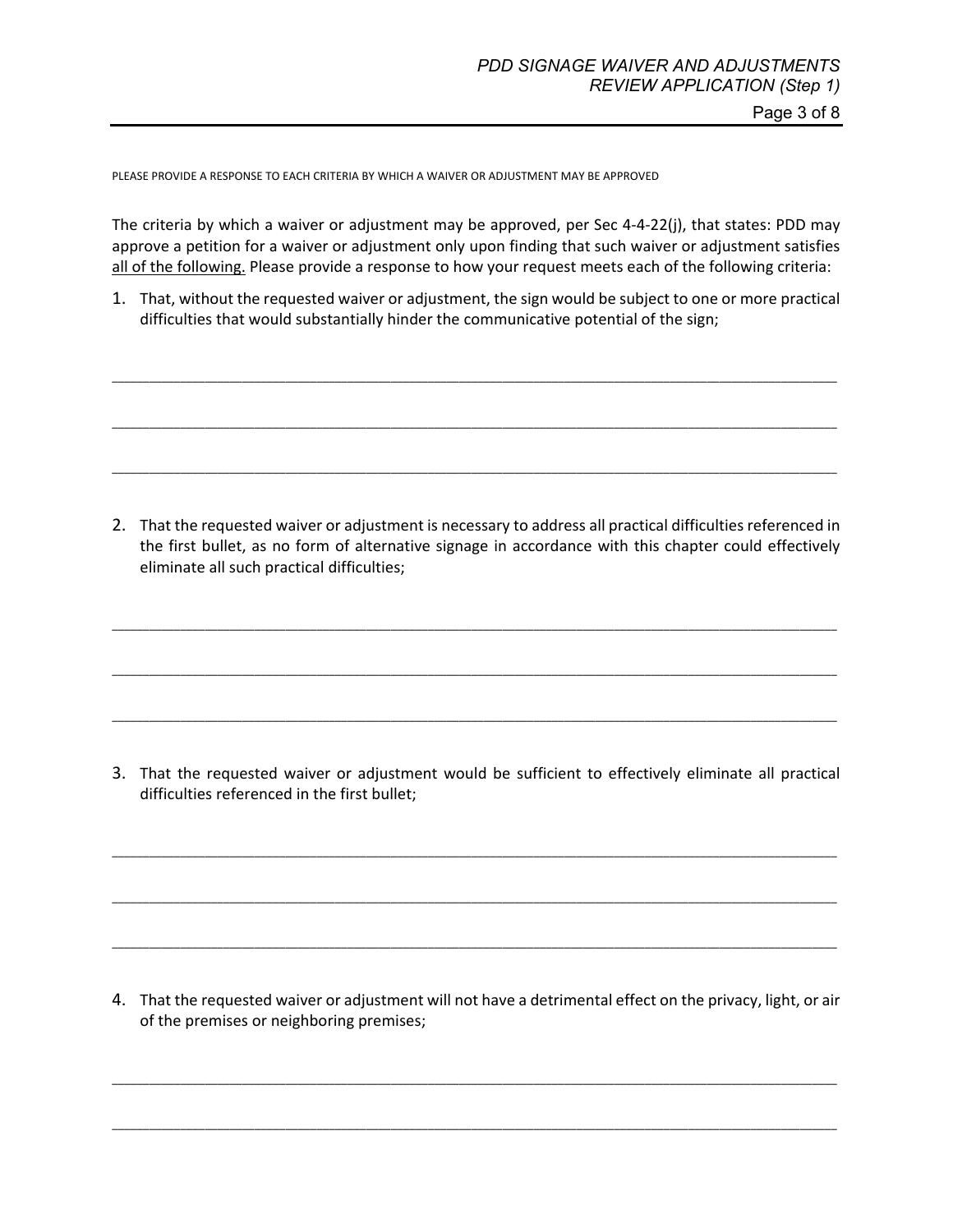PLEASE PROVIDE A RESPONSE TO EACH CRITERIA BY WHICH A WAIVER OR ADJUSTMENT MAY BE APPROVED

The criteria by which a waiver or adjustment may be approved, per Sec 4-4-22(j), that states: PDD may approve a petition for a waiver or adjustment only upon finding that such waiver or adjustment satisfies all of the following. Please provide a response to how your request meets each of the following criteria:

1. That, without the requested waiver or adjustment, the sign would be subject to one or more practical difficulties that would substantially hinder the communicative potential of the sign;

_______________________________________________________________________________

_______________________________________________________________________________

_______________________________________________________________________________

2. That the requested waiver or adjustment is necessary to address all practical difficulties referenced in the first bullet, as no form of alternative signage in accordance with this chapter could effectively eliminate all such practical difficulties;

_______________________________________________________________________________

_______________________________________________________________________________

_______________________________________________________________________________

3. That the requested waiver or adjustment would be sufficient to effectively eliminate all practical difficulties referenced in the first bullet;

_______________________________________________________________________________

_______________________________________________________________________________

_______________________________________________________________________________

4. That the requested waiver or adjustment will not have a detrimental effect on the privacy, light, or air of the premises or neighboring premises;

_______________________________________________________________________________

_______________________________________________________________________________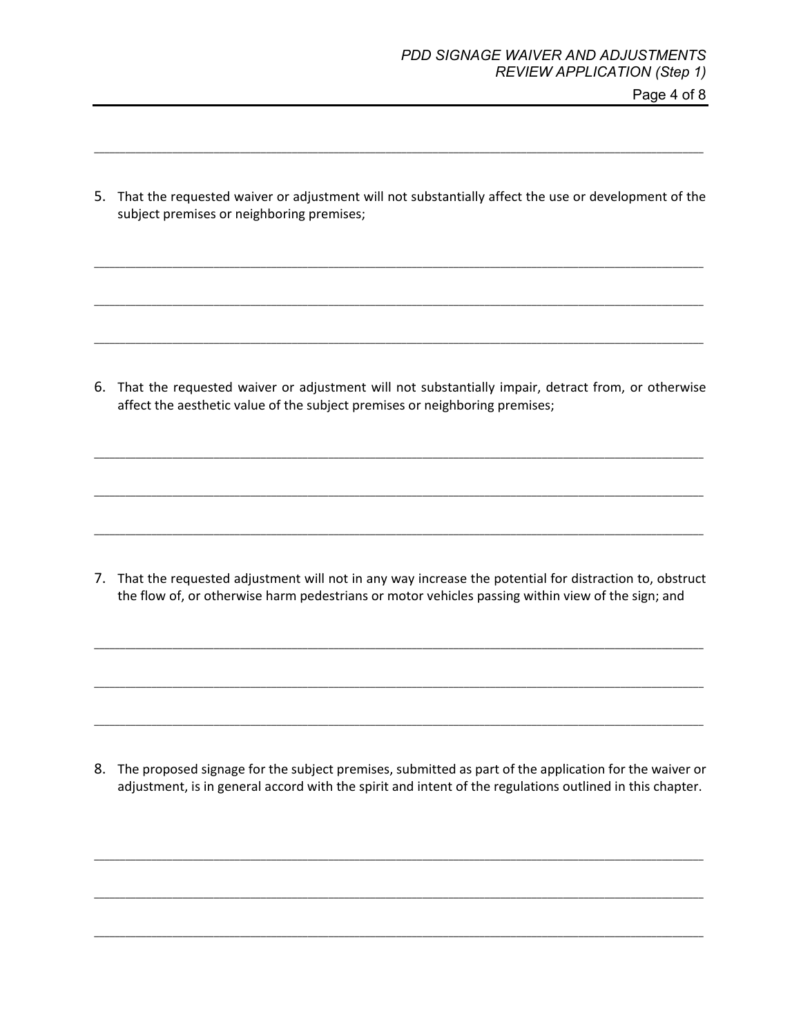_______________________________________________________________________________

5. That the requested waiver or adjustment will not substantially affect the use or development of the subject premises or neighboring premises;

_______________________________________________________________________________

_______________________________________________________________________________

_______________________________________________________________________________

6. That the requested waiver or adjustment will not substantially impair, detract from, or otherwise affect the aesthetic value of the subject premises or neighboring premises;

_______________________________________________________________________________

_______________________________________________________________________________

_______________________________________________________________________________

7. That the requested adjustment will not in any way increase the potential for distraction to, obstruct the flow of, or otherwise harm pedestrians or motor vehicles passing within view of the sign; and

_______________________________________________________________________________

_______________________________________________________________________________

_______________________________________________________________________________

8. The proposed signage for the subject premises, submitted as part of the application for the waiver or adjustment, is in general accord with the spirit and intent of the regulations outlined in this chapter.

_______________________________________________________________________________

_______________________________________________________________________________

_______________________________________________________________________________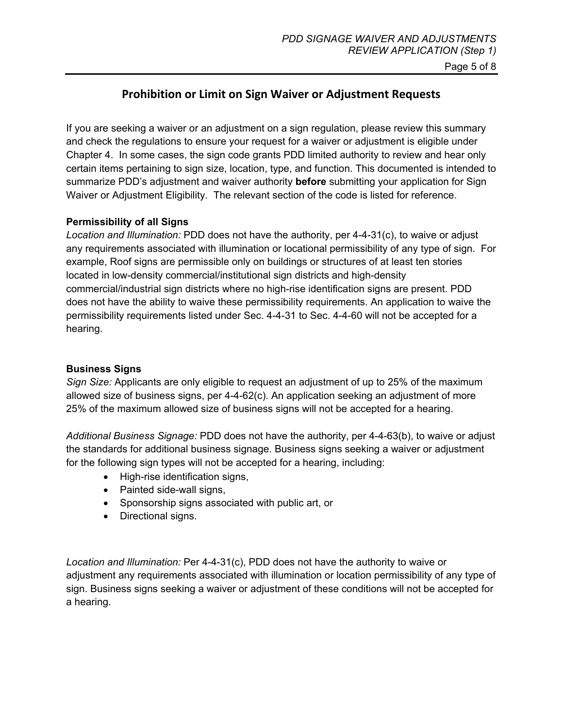## Prohibition or Limit on Sign Waiver or Adjustment Requests

If you are seeking a waiver or an adjustment on a sign regulation, please review this summary and check the regulations to ensure your request for a waiver or adjustment is eligible under Chapter 4. In some cases, the sign code grants PDD limited authority to review and hear only certain items pertaining to sign size, location, type, and function. This documented is intended to summarize PDD's adjustment and waiver authority **before** submitting your application for Sign Waiver or Adjustment Eligibility. The relevant section of the code is listed for reference.

**Permissibility of all Signs**

*Location and Illumination:* PDD does not have the authority, per 4-4-31(c), to waive or adjust any requirements associated with illumination or locational permissibility of any type of sign. For example, Roof signs are permissible only on buildings or structures of at least ten stories located in low-density commercial/institutional sign districts and high-density commercial/industrial sign districts where no high-rise identification signs are present. PDD does not have the ability to waive these permissibility requirements. An application to waive the permissibility requirements listed under Sec. 4-4-31 to Sec. 4-4-60 will not be accepted for a hearing.

**Business Signs**

*Sign Size:* Applicants are only eligible to request an adjustment of up to 25% of the maximum allowed size of business signs, per 4-4-62(c). An application seeking an adjustment of more 25% of the maximum allowed size of business signs will not be accepted for a hearing.

*Additional Business Signage:* PDD does not have the authority, per 4-4-63(b), to waive or adjust the standards for additional business signage. Business signs seeking a waiver or adjustment for the following sign types will not be accepted for a hearing, including:

- High-rise identification signs,
- Painted side-wall signs,
- Sponsorship signs associated with public art, or
- Directional signs.

*Location and Illumination:* Per 4-4-31(c), PDD does not have the authority to waive or adjustment any requirements associated with illumination or location permissibility of any type of sign. Business signs seeking a waiver or adjustment of these conditions will not be accepted for a hearing.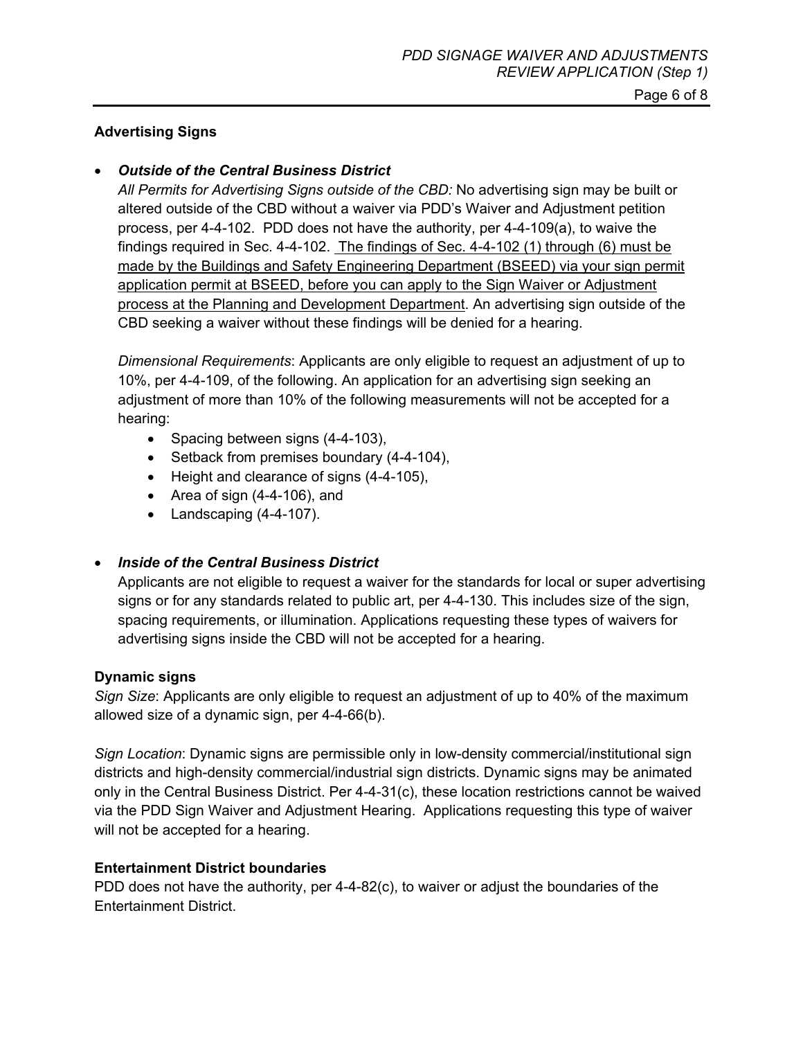### Advertising Signs

- ***Outside of the Central Business District***

  *All Permits for Advertising Signs outside of the CBD:* No advertising sign may be built or altered outside of the CBD without a waiver via PDD's Waiver and Adjustment petition process, per 4-4-102. PDD does not have the authority, per 4-4-109(a), to waive the findings required in Sec. 4-4-102. <u>The findings of Sec. 4-4-102 (1) through (6) must be made by the Buildings and Safety Engineering Department (BSEED) via your sign permit application permit at BSEED, before you can apply to the Sign Waiver or Adjustment process at the Planning and Development Department</u>. An advertising sign outside of the CBD seeking a waiver without these findings will be denied for a hearing.

  *Dimensional Requirements*: Applicants are only eligible to request an adjustment of up to 10%, per 4-4-109, of the following. An application for an advertising sign seeking an adjustment of more than 10% of the following measurements will not be accepted for a hearing:

  - Spacing between signs (4-4-103),
  - Setback from premises boundary (4-4-104),
  - Height and clearance of signs (4-4-105),
  - Area of sign (4-4-106), and
  - Landscaping (4-4-107).

- ***Inside of the Central Business District***

  Applicants are not eligible to request a waiver for the standards for local or super advertising signs or for any standards related to public art, per 4-4-130. This includes size of the sign, spacing requirements, or illumination. Applications requesting these types of waivers for advertising signs inside the CBD will not be accepted for a hearing.

### Dynamic signs

*Sign Size*: Applicants are only eligible to request an adjustment of up to 40% of the maximum allowed size of a dynamic sign, per 4-4-66(b).

*Sign Location*: Dynamic signs are permissible only in low-density commercial/institutional sign districts and high-density commercial/industrial sign districts. Dynamic signs may be animated only in the Central Business District. Per 4-4-31(c), these location restrictions cannot be waived via the PDD Sign Waiver and Adjustment Hearing. Applications requesting this type of waiver will not be accepted for a hearing.

### Entertainment District boundaries

PDD does not have the authority, per 4-4-82(c), to waiver or adjust the boundaries of the Entertainment District.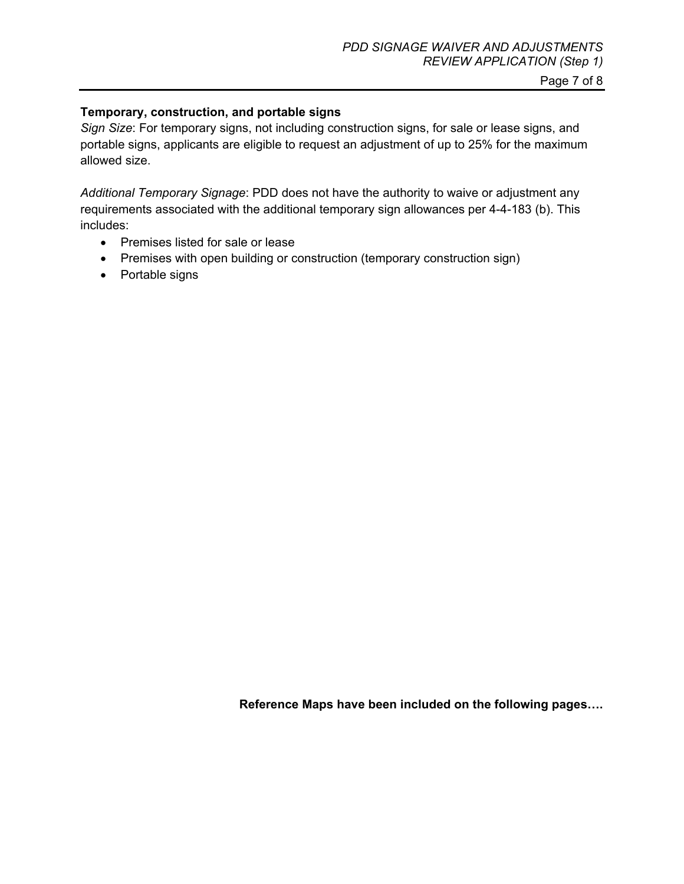**Temporary, construction, and portable signs**

*Sign Size*: For temporary signs, not including construction signs, for sale or lease signs, and portable signs, applicants are eligible to request an adjustment of up to 25% for the maximum allowed size.

*Additional Temporary Signage*: PDD does not have the authority to waive or adjustment any requirements associated with the additional temporary sign allowances per 4-4-183 (b). This includes:

- Premises listed for sale or lease
- Premises with open building or construction (temporary construction sign)
- Portable signs

**Reference Maps have been included on the following pages….**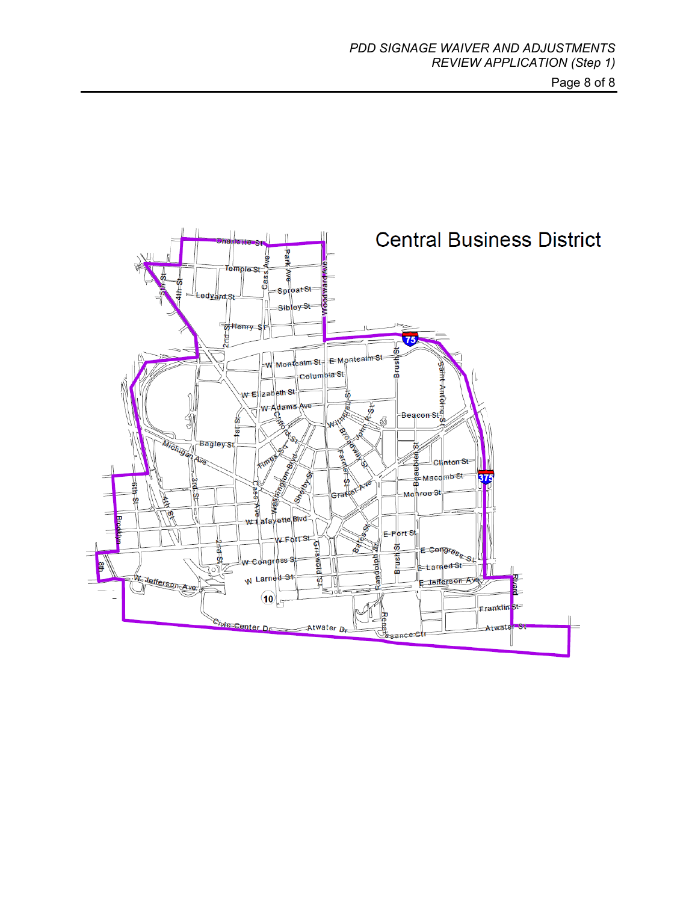Central Business District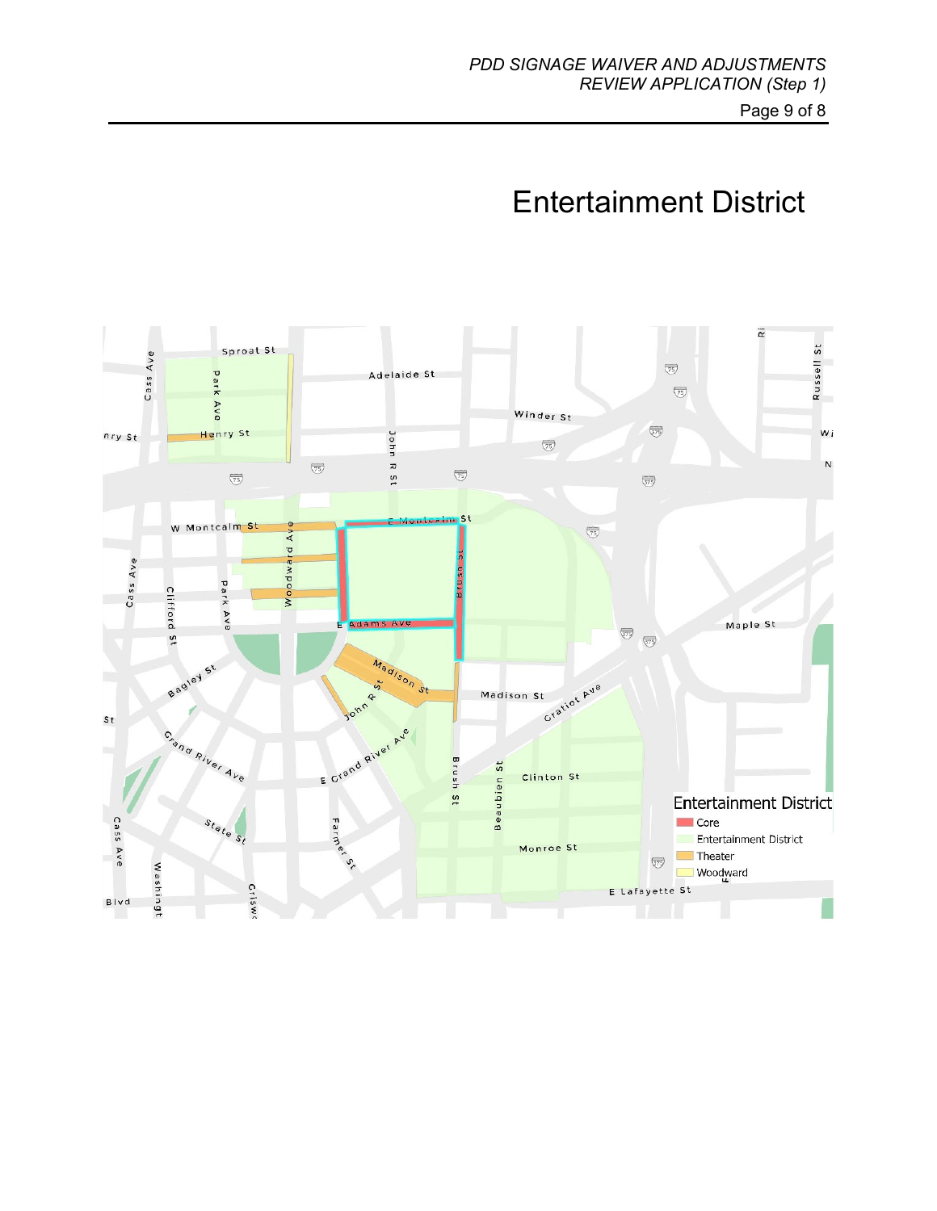# Entertainment District

Sproat St
Cass Ave
Park Ave
Adelaide St
Winder St
Russell St
nry St
Henry St
John R St
75
375
W Montcalm St
Woodward Ave
E Montcalm St
Cass Ave
Clifford St
Park Ave
Brush St
E Adams Ave
Maple St
Bagley St
Madison St
Madison St
Gratiot Ave
John R St
St
Grand River Ave
E Grand River Ave
Brush St
Beaubien St
Clinton St
Cass Ave
State St
Farmer St
Monroe St
Washingt
Griswo
Blvd
E Lafayette St

Entertainment District
Core
Entertainment District
Theater
Woodward